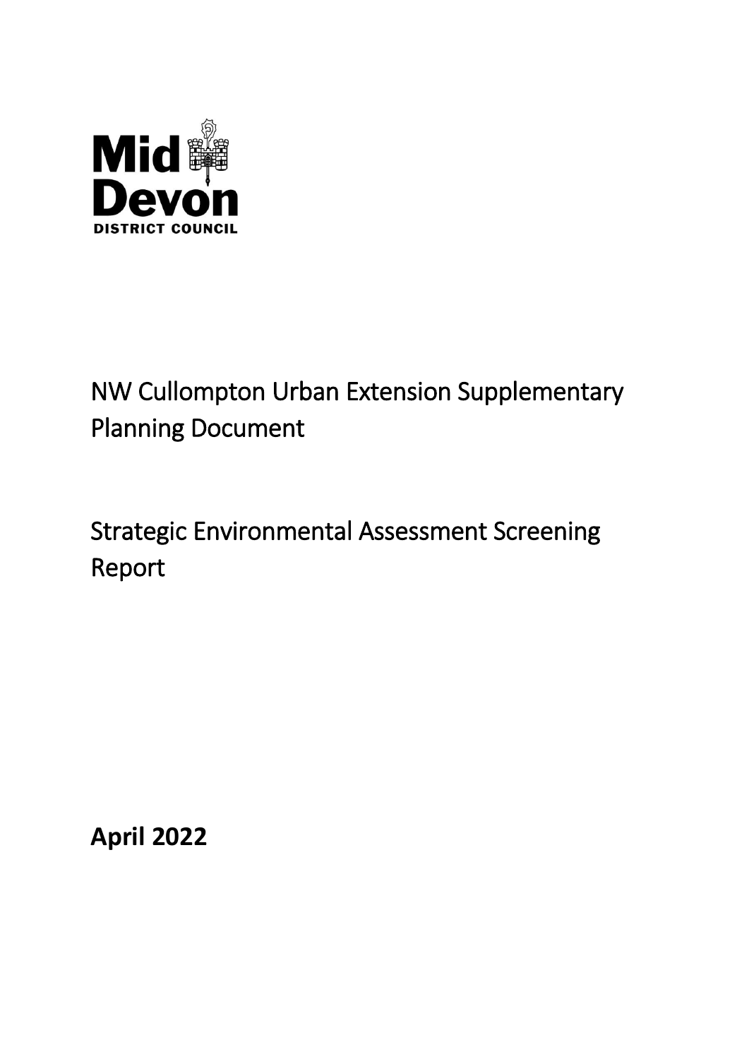Mid Devon

DISTRICT COUNCIL

# NW Cullompton Urban Extension Supplementary Planning Document

# Strategic Environmental Assessment Screening Report

**April 2022**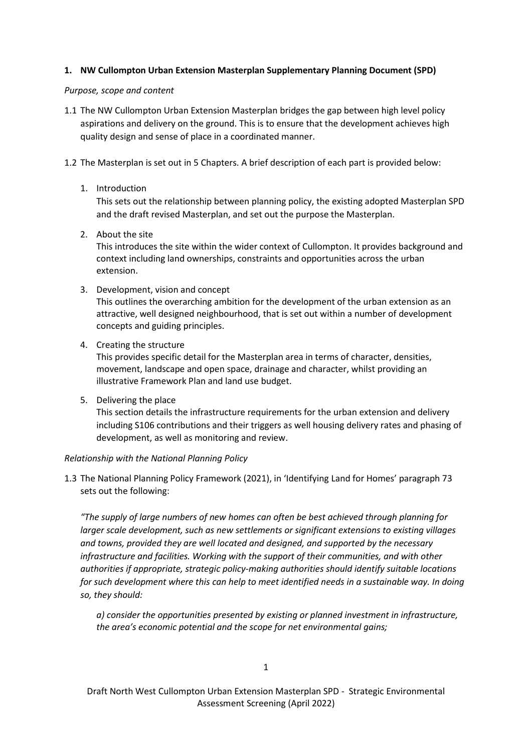## 1. NW Cullompton Urban Extension Masterplan Supplementary Planning Document (SPD)

*Purpose, scope and content*

1.1 The NW Cullompton Urban Extension Masterplan bridges the gap between high level policy aspirations and delivery on the ground. This is to ensure that the development achieves high quality design and sense of place in a coordinated manner.

1.2 The Masterplan is set out in 5 Chapters. A brief description of each part is provided below:

1. Introduction
   This sets out the relationship between planning policy, the existing adopted Masterplan SPD and the draft revised Masterplan, and set out the purpose the Masterplan.

2. About the site
   This introduces the site within the wider context of Cullompton. It provides background and context including land ownerships, constraints and opportunities across the urban extension.

3. Development, vision and concept
   This outlines the overarching ambition for the development of the urban extension as an attractive, well designed neighbourhood, that is set out within a number of development concepts and guiding principles.

4. Creating the structure
   This provides specific detail for the Masterplan area in terms of character, densities, movement, landscape and open space, drainage and character, whilst providing an illustrative Framework Plan and land use budget.

5. Delivering the place
   This section details the infrastructure requirements for the urban extension and delivery including S106 contributions and their triggers as well housing delivery rates and phasing of development, as well as monitoring and review.

*Relationship with the National Planning Policy*

1.3 The National Planning Policy Framework (2021), in 'Identifying Land for Homes' paragraph 73 sets out the following:

*"The supply of large numbers of new homes can often be best achieved through planning for larger scale development, such as new settlements or significant extensions to existing villages and towns, provided they are well located and designed, and supported by the necessary infrastructure and facilities. Working with the support of their communities, and with other authorities if appropriate, strategic policy-making authorities should identify suitable locations for such development where this can help to meet identified needs in a sustainable way. In doing so, they should:*

*a) consider the opportunities presented by existing or planned investment in infrastructure, the area's economic potential and the scope for net environmental gains;*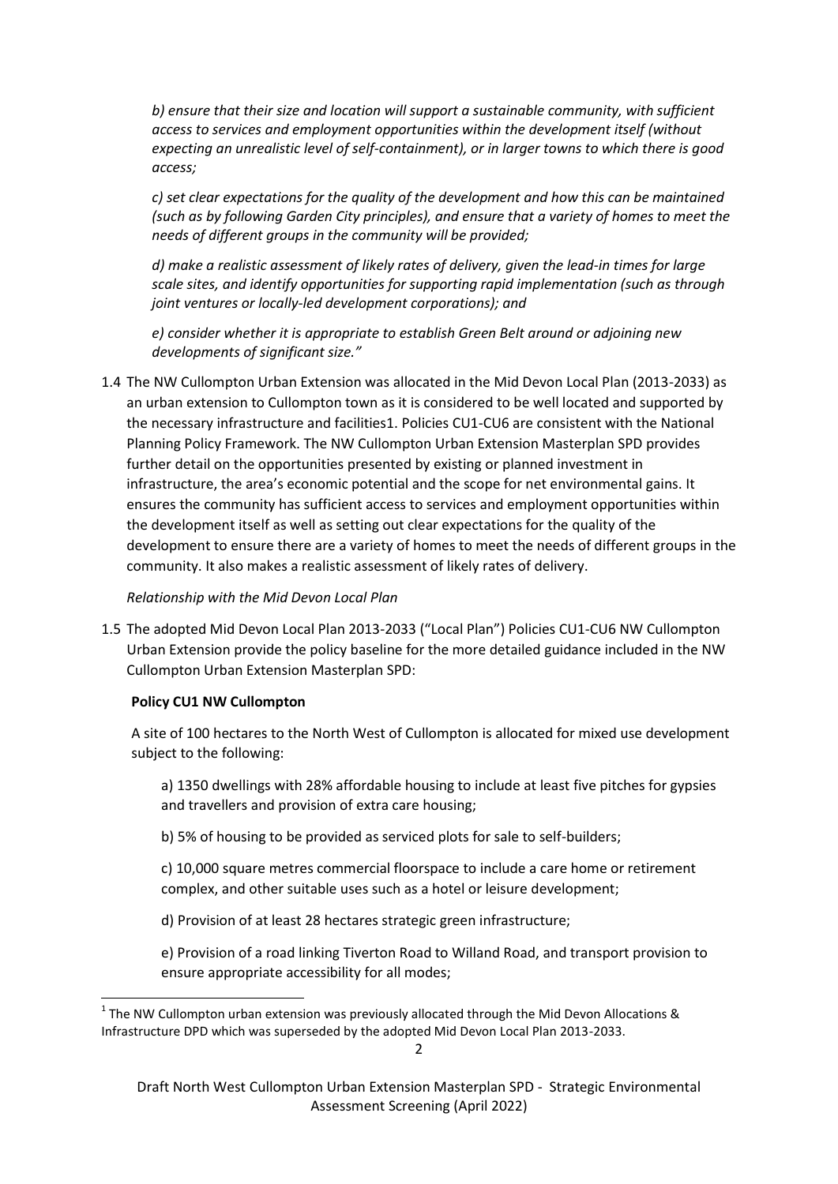*b) ensure that their size and location will support a sustainable community, with sufficient access to services and employment opportunities within the development itself (without expecting an unrealistic level of self-containment), or in larger towns to which there is good access;*

*c) set clear expectations for the quality of the development and how this can be maintained (such as by following Garden City principles), and ensure that a variety of homes to meet the needs of different groups in the community will be provided;*

*d) make a realistic assessment of likely rates of delivery, given the lead-in times for large scale sites, and identify opportunities for supporting rapid implementation (such as through joint ventures or locally-led development corporations); and*

*e) consider whether it is appropriate to establish Green Belt around or adjoining new developments of significant size."*

1.4 The NW Cullompton Urban Extension was allocated in the Mid Devon Local Plan (2013-2033) as an urban extension to Cullompton town as it is considered to be well located and supported by the necessary infrastructure and facilities[1]. Policies CU1-CU6 are consistent with the National Planning Policy Framework. The NW Cullompton Urban Extension Masterplan SPD provides further detail on the opportunities presented by existing or planned investment in infrastructure, the area's economic potential and the scope for net environmental gains. It ensures the community has sufficient access to services and employment opportunities within the development itself as well as setting out clear expectations for the quality of the development to ensure there are a variety of homes to meet the needs of different groups in the community. It also makes a realistic assessment of likely rates of delivery.

*Relationship with the Mid Devon Local Plan*

1.5 The adopted Mid Devon Local Plan 2013-2033 ("Local Plan") Policies CU1-CU6 NW Cullompton Urban Extension provide the policy baseline for the more detailed guidance included in the NW Cullompton Urban Extension Masterplan SPD:

**Policy CU1 NW Cullompton**

A site of 100 hectares to the North West of Cullompton is allocated for mixed use development subject to the following:

a) 1350 dwellings with 28% affordable housing to include at least five pitches for gypsies and travellers and provision of extra care housing;

b) 5% of housing to be provided as serviced plots for sale to self-builders;

c) 10,000 square metres commercial floorspace to include a care home or retirement complex, and other suitable uses such as a hotel or leisure development;

d) Provision of at least 28 hectares strategic green infrastructure;

e) Provision of a road linking Tiverton Road to Willand Road, and transport provision to ensure appropriate accessibility for all modes;

[1] The NW Cullompton urban extension was previously allocated through the Mid Devon Allocations & Infrastructure DPD which was superseded by the adopted Mid Devon Local Plan 2013-2033.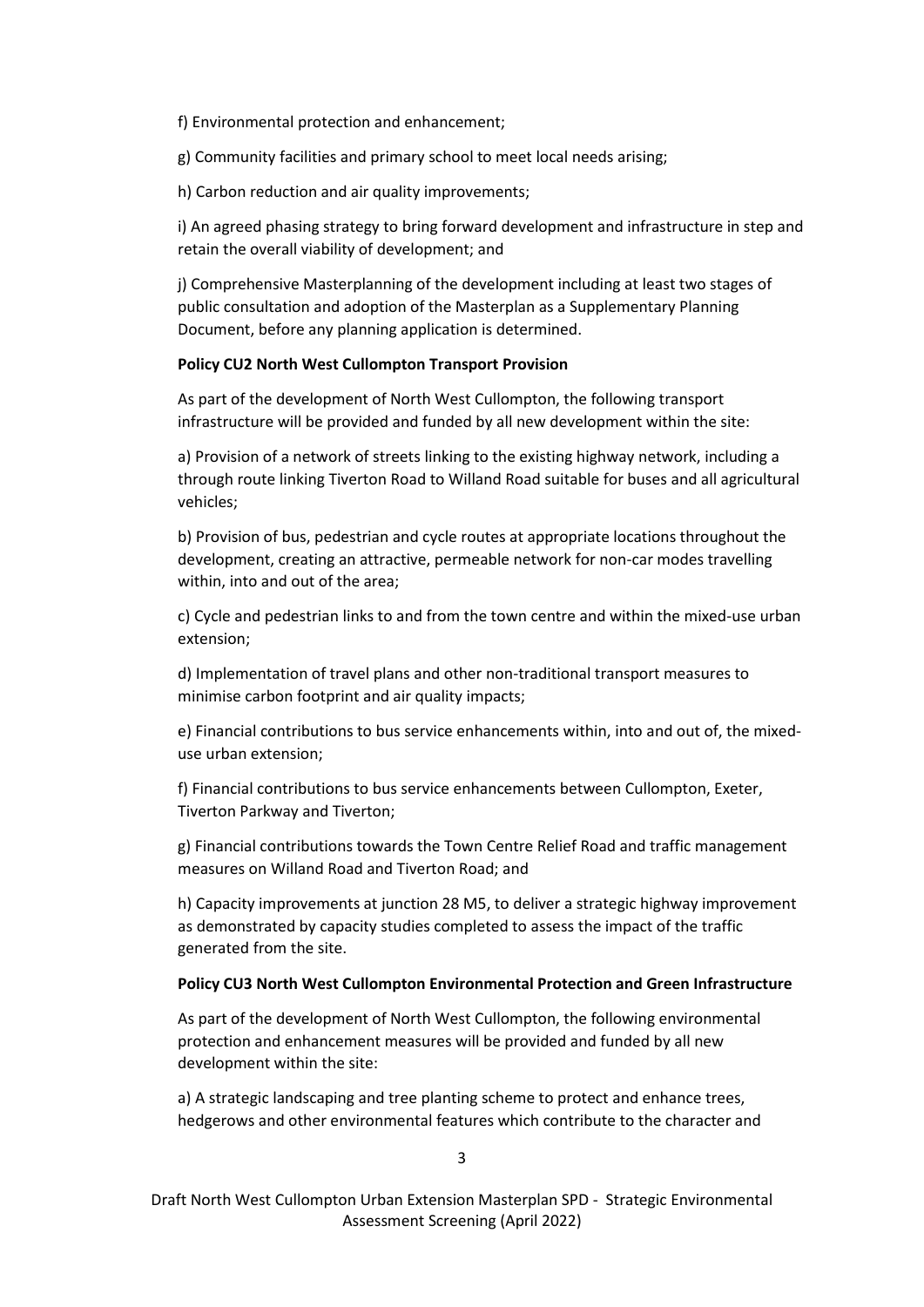f) Environmental protection and enhancement;

g) Community facilities and primary school to meet local needs arising;

h) Carbon reduction and air quality improvements;

i) An agreed phasing strategy to bring forward development and infrastructure in step and retain the overall viability of development; and

j) Comprehensive Masterplanning of the development including at least two stages of public consultation and adoption of the Masterplan as a Supplementary Planning Document, before any planning application is determined.

**Policy CU2 North West Cullompton Transport Provision**

As part of the development of North West Cullompton, the following transport infrastructure will be provided and funded by all new development within the site:

a) Provision of a network of streets linking to the existing highway network, including a through route linking Tiverton Road to Willand Road suitable for buses and all agricultural vehicles;

b) Provision of bus, pedestrian and cycle routes at appropriate locations throughout the development, creating an attractive, permeable network for non-car modes travelling within, into and out of the area;

c) Cycle and pedestrian links to and from the town centre and within the mixed-use urban extension;

d) Implementation of travel plans and other non-traditional transport measures to minimise carbon footprint and air quality impacts;

e) Financial contributions to bus service enhancements within, into and out of, the mixed-use urban extension;

f) Financial contributions to bus service enhancements between Cullompton, Exeter, Tiverton Parkway and Tiverton;

g) Financial contributions towards the Town Centre Relief Road and traffic management measures on Willand Road and Tiverton Road; and

h) Capacity improvements at junction 28 M5, to deliver a strategic highway improvement as demonstrated by capacity studies completed to assess the impact of the traffic generated from the site.

**Policy CU3 North West Cullompton Environmental Protection and Green Infrastructure**

As part of the development of North West Cullompton, the following environmental protection and enhancement measures will be provided and funded by all new development within the site:

a) A strategic landscaping and tree planting scheme to protect and enhance trees, hedgerows and other environmental features which contribute to the character and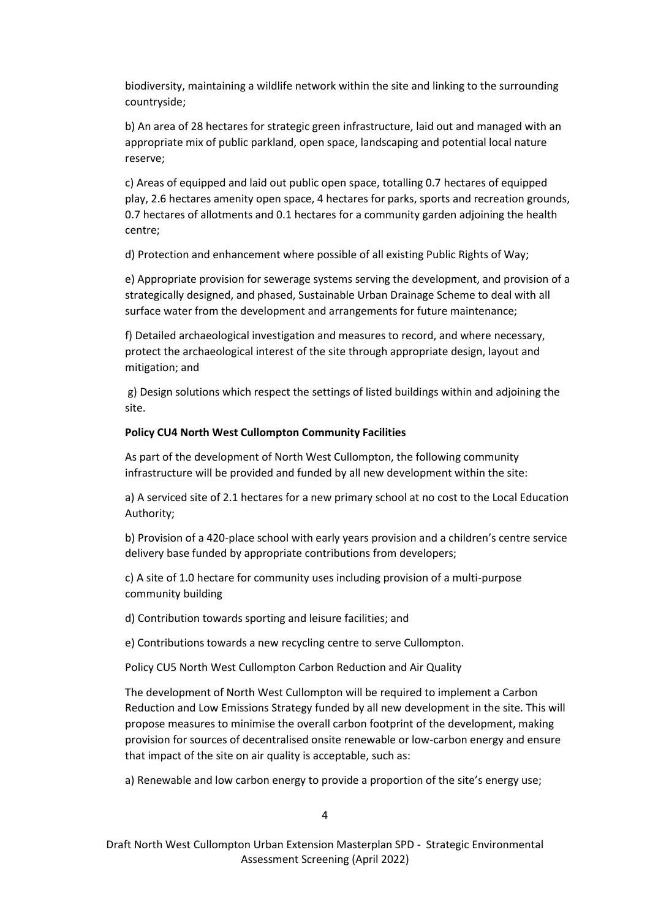biodiversity, maintaining a wildlife network within the site and linking to the surrounding countryside;

b) An area of 28 hectares for strategic green infrastructure, laid out and managed with an appropriate mix of public parkland, open space, landscaping and potential local nature reserve;

c) Areas of equipped and laid out public open space, totalling 0.7 hectares of equipped play, 2.6 hectares amenity open space, 4 hectares for parks, sports and recreation grounds, 0.7 hectares of allotments and 0.1 hectares for a community garden adjoining the health centre;

d) Protection and enhancement where possible of all existing Public Rights of Way;

e) Appropriate provision for sewerage systems serving the development, and provision of a strategically designed, and phased, Sustainable Urban Drainage Scheme to deal with all surface water from the development and arrangements for future maintenance;

f) Detailed archaeological investigation and measures to record, and where necessary, protect the archaeological interest of the site through appropriate design, layout and mitigation; and

g) Design solutions which respect the settings of listed buildings within and adjoining the site.

**Policy CU4 North West Cullompton Community Facilities**

As part of the development of North West Cullompton, the following community infrastructure will be provided and funded by all new development within the site:

a) A serviced site of 2.1 hectares for a new primary school at no cost to the Local Education Authority;

b) Provision of a 420-place school with early years provision and a children's centre service delivery base funded by appropriate contributions from developers;

c) A site of 1.0 hectare for community uses including provision of a multi-purpose community building

d) Contribution towards sporting and leisure facilities; and

e) Contributions towards a new recycling centre to serve Cullompton.

Policy CU5 North West Cullompton Carbon Reduction and Air Quality

The development of North West Cullompton will be required to implement a Carbon Reduction and Low Emissions Strategy funded by all new development in the site. This will propose measures to minimise the overall carbon footprint of the development, making provision for sources of decentralised onsite renewable or low-carbon energy and ensure that impact of the site on air quality is acceptable, such as:

a) Renewable and low carbon energy to provide a proportion of the site's energy use;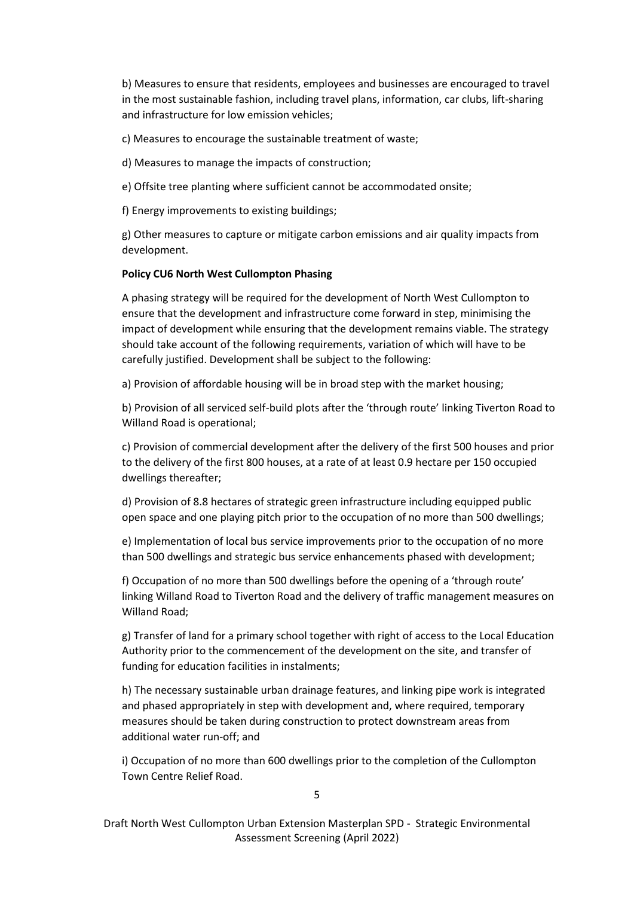b) Measures to ensure that residents, employees and businesses are encouraged to travel in the most sustainable fashion, including travel plans, information, car clubs, lift-sharing and infrastructure for low emission vehicles;

c) Measures to encourage the sustainable treatment of waste;

d) Measures to manage the impacts of construction;

e) Offsite tree planting where sufficient cannot be accommodated onsite;

f) Energy improvements to existing buildings;

g) Other measures to capture or mitigate carbon emissions and air quality impacts from development.

**Policy CU6 North West Cullompton Phasing**

A phasing strategy will be required for the development of North West Cullompton to ensure that the development and infrastructure come forward in step, minimising the impact of development while ensuring that the development remains viable. The strategy should take account of the following requirements, variation of which will have to be carefully justified. Development shall be subject to the following:

a) Provision of affordable housing will be in broad step with the market housing;

b) Provision of all serviced self-build plots after the 'through route' linking Tiverton Road to Willand Road is operational;

c) Provision of commercial development after the delivery of the first 500 houses and prior to the delivery of the first 800 houses, at a rate of at least 0.9 hectare per 150 occupied dwellings thereafter;

d) Provision of 8.8 hectares of strategic green infrastructure including equipped public open space and one playing pitch prior to the occupation of no more than 500 dwellings;

e) Implementation of local bus service improvements prior to the occupation of no more than 500 dwellings and strategic bus service enhancements phased with development;

f) Occupation of no more than 500 dwellings before the opening of a 'through route' linking Willand Road to Tiverton Road and the delivery of traffic management measures on Willand Road;

g) Transfer of land for a primary school together with right of access to the Local Education Authority prior to the commencement of the development on the site, and transfer of funding for education facilities in instalments;

h) The necessary sustainable urban drainage features, and linking pipe work is integrated and phased appropriately in step with development and, where required, temporary measures should be taken during construction to protect downstream areas from additional water run-off; and

i) Occupation of no more than 600 dwellings prior to the completion of the Cullompton Town Centre Relief Road.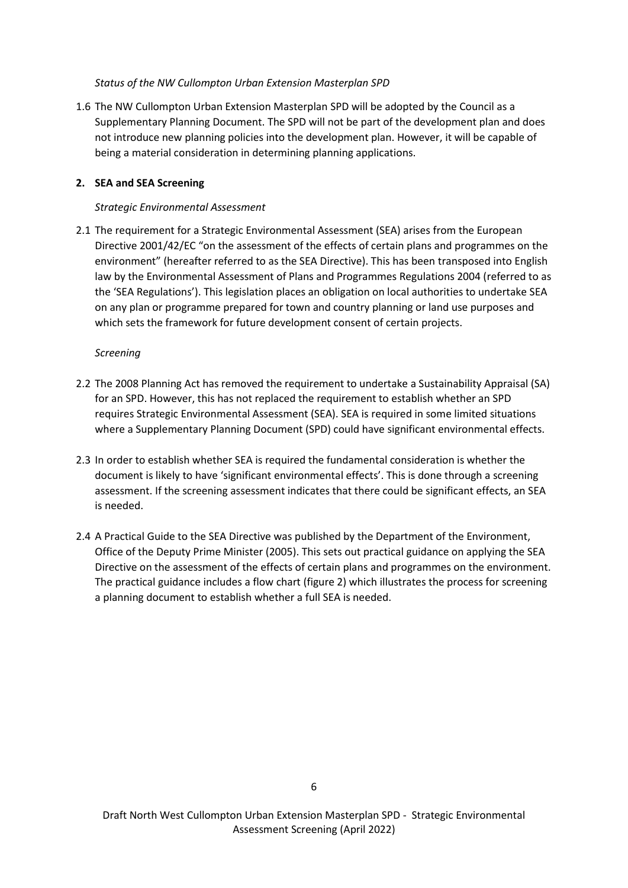*Status of the NW Cullompton Urban Extension Masterplan SPD*

1.6 The NW Cullompton Urban Extension Masterplan SPD will be adopted by the Council as a Supplementary Planning Document. The SPD will not be part of the development plan and does not introduce new planning policies into the development plan. However, it will be capable of being a material consideration in determining planning applications.

## 2. SEA and SEA Screening

*Strategic Environmental Assessment*

2.1 The requirement for a Strategic Environmental Assessment (SEA) arises from the European Directive 2001/42/EC "on the assessment of the effects of certain plans and programmes on the environment" (hereafter referred to as the SEA Directive). This has been transposed into English law by the Environmental Assessment of Plans and Programmes Regulations 2004 (referred to as the 'SEA Regulations'). This legislation places an obligation on local authorities to undertake SEA on any plan or programme prepared for town and country planning or land use purposes and which sets the framework for future development consent of certain projects.

*Screening*

2.2 The 2008 Planning Act has removed the requirement to undertake a Sustainability Appraisal (SA) for an SPD. However, this has not replaced the requirement to establish whether an SPD requires Strategic Environmental Assessment (SEA). SEA is required in some limited situations where a Supplementary Planning Document (SPD) could have significant environmental effects.

2.3 In order to establish whether SEA is required the fundamental consideration is whether the document is likely to have 'significant environmental effects'. This is done through a screening assessment. If the screening assessment indicates that there could be significant effects, an SEA is needed.

2.4 A Practical Guide to the SEA Directive was published by the Department of the Environment, Office of the Deputy Prime Minister (2005). This sets out practical guidance on applying the SEA Directive on the assessment of the effects of certain plans and programmes on the environment. The practical guidance includes a flow chart (figure 2) which illustrates the process for screening a planning document to establish whether a full SEA is needed.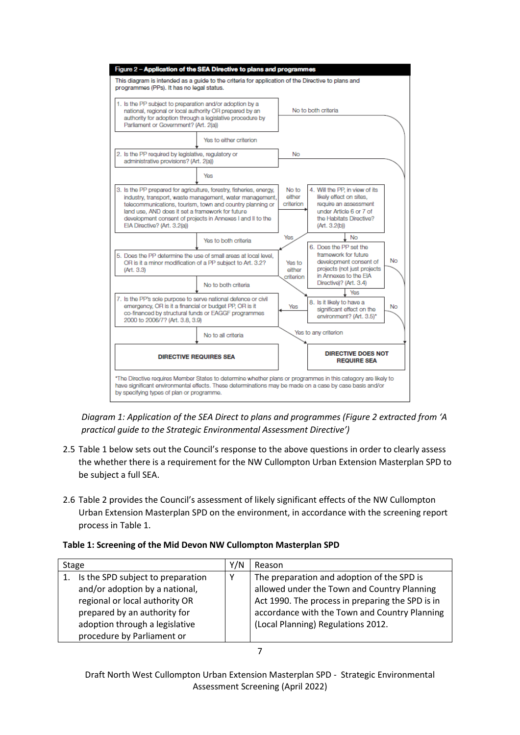Figure 2 – Application of the SEA Directive to plans and programmes

This diagram is intended as a guide to the criteria for application of the Directive to plans and programmes (PPs). It has no legal status.

1. Is the PP subject to preparation and/or adoption by a national, regional or local authority OR prepared by an authority for adoption through a legislative procedure by Parliament or Government? (Art. 2(a))
   - No to both criteria → DIRECTIVE DOES NOT REQUIRE SEA
   - Yes to either criterion → 2

2. Is the PP required by legislative, regulatory or administrative provisions? (Art. 2(a))
   - No → DIRECTIVE DOES NOT REQUIRE SEA
   - Yes → 3

3. Is the PP prepared for agriculture, forestry, fisheries, energy, industry, transport, waste management, water management, telecommunications, tourism, town and country planning or land use, AND does it set a framework for future development consent of projects in Annexes I and II to the EIA Directive? (Art. 3.2(a))
   - No to either criterion → 4
   - Yes to both criteria → 5

4. Will the PP, in view of its likely effect on sites, require an assessment under Article 6 or 7 of the Habitats Directive? (Art. 3.2(b))
   - Yes → 5
   - No → 6

5. Does the PP determine the use of small areas at local level, OR is it a minor modification of a PP subject to Art. 3.2? (Art. 3.3)
   - Yes to either criterion → 8
   - No to both criteria → 7

6. Does the PP set the framework for future development consent of projects (not just projects in Annexes to the EIA Directive)? (Art. 3.4)
   - No → DIRECTIVE DOES NOT REQUIRE SEA
   - Yes → 8

7. Is the PP's sole purpose to serve national defence or civil emergency, OR is it a financial or budget PP, OR is it co-financed by structural funds or EAGGF programmes 2000 to 2006/7? (Art. 3.8, 3.9)
   - Yes to any criterion → DIRECTIVE DOES NOT REQUIRE SEA
   - No to all criteria → DIRECTIVE REQUIRES SEA

8. Is it likely to have a significant effect on the environment? (Art. 3.5)*
   - Yes → DIRECTIVE REQUIRES SEA
   - No → DIRECTIVE DOES NOT REQUIRE SEA

*The Directive requires Member States to determine whether plans or programmes in this category are likely to have significant environmental effects. These determinations may be made on a case by case basis and/or by specifying types of plan or programme.

*Diagram 1: Application of the SEA Direct to plans and programmes (Figure 2 extracted from 'A practical guide to the Strategic Environmental Assessment Directive')*

2.5 Table 1 below sets out the Council's response to the above questions in order to clearly assess the whether there is a requirement for the NW Cullompton Urban Extension Masterplan SPD to be subject a full SEA.

2.6 Table 2 provides the Council's assessment of likely significant effects of the NW Cullompton Urban Extension Masterplan SPD on the environment, in accordance with the screening report process in Table 1.

**Table 1: Screening of the Mid Devon NW Cullompton Masterplan SPD**

| Stage | Y/N | Reason |
|---|---|---|
| 1. Is the SPD subject to preparation and/or adoption by a national, regional or local authority OR prepared by an authority for adoption through a legislative procedure by Parliament or | Y | The preparation and adoption of the SPD is allowed under the Town and Country Planning Act 1990. The process in preparing the SPD is in accordance with the Town and Country Planning (Local Planning) Regulations 2012. |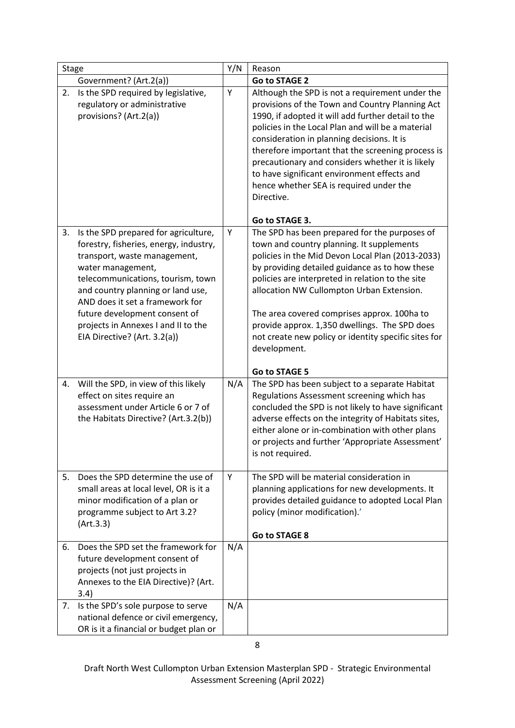| Stage | Y/N | Reason |
|---|---|---|
| Government? (Art.2(a)) | | **Go to STAGE 2** |
| 2. Is the SPD required by legislative, regulatory or administrative provisions? (Art.2(a)) | Y | Although the SPD is not a requirement under the provisions of the Town and Country Planning Act 1990, if adopted it will add further detail to the policies in the Local Plan and will be a material consideration in planning decisions. It is therefore important that the screening process is precautionary and considers whether it is likely to have significant environment effects and hence whether SEA is required under the Directive.<br><br>**Go to STAGE 3.** |
| 3. Is the SPD prepared for agriculture, forestry, fisheries, energy, industry, transport, waste management, water management, telecommunications, tourism, town and country planning or land use, AND does it set a framework for future development consent of projects in Annexes I and II to the EIA Directive? (Art. 3.2(a)) | Y | The SPD has been prepared for the purposes of town and country planning. It supplements policies in the Mid Devon Local Plan (2013-2033) by providing detailed guidance as to how these policies are interpreted in relation to the site allocation NW Cullompton Urban Extension.<br><br>The area covered comprises approx. 100ha to provide approx. 1,350 dwellings. The SPD does not create new policy or identity specific sites for development.<br><br>**Go to STAGE 5** |
| 4. Will the SPD, in view of this likely effect on sites require an assessment under Article 6 or 7 of the Habitats Directive? (Art.3.2(b)) | N/A | The SPD has been subject to a separate Habitat Regulations Assessment screening which has concluded the SPD is not likely to have significant adverse effects on the integrity of Habitats sites, either alone or in-combination with other plans or projects and further 'Appropriate Assessment' is not required. |
| 5. Does the SPD determine the use of small areas at local level, OR is it a minor modification of a plan or programme subject to Art 3.2? (Art.3.3) | Y | The SPD will be material consideration in planning applications for new developments. It provides detailed guidance to adopted Local Plan policy (minor modification).'<br><br>**Go to STAGE 8** |
| 6. Does the SPD set the framework for future development consent of projects (not just projects in Annexes to the EIA Directive)? (Art. 3.4) | N/A | |
| 7. Is the SPD's sole purpose to serve national defence or civil emergency, OR is it a financial or budget plan or | N/A | |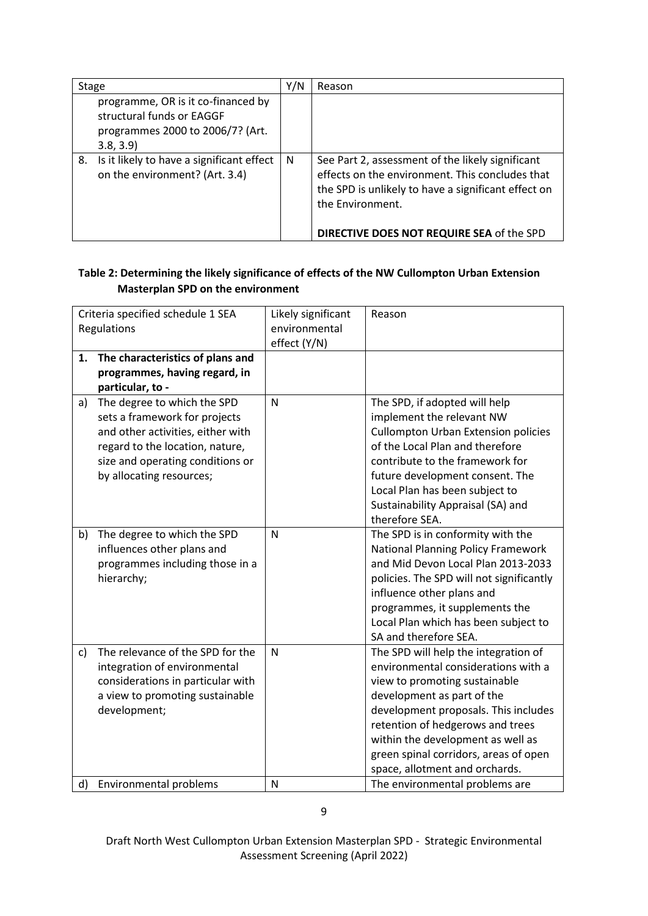| Stage | Y/N | Reason |
|---|---|---|
| programme, OR is it co-financed by structural funds or EAGGF programmes 2000 to 2006/7? (Art. 3.8, 3.9) | | |
| 8. Is it likely to have a significant effect on the environment? (Art. 3.4) | N | See Part 2, assessment of the likely significant effects on the environment. This concludes that the SPD is unlikely to have a significant effect on the Environment.<br><br>**DIRECTIVE DOES NOT REQUIRE SEA** of the SPD |

**Table 2: Determining the likely significance of effects of the NW Cullompton Urban Extension Masterplan SPD on the environment**

| Criteria specified schedule 1 SEA Regulations | Likely significant environmental effect (Y/N) | Reason |
|---|---|---|
| **1. The characteristics of plans and programmes, having regard, in particular, to -** | | |
| a) The degree to which the SPD sets a framework for projects and other activities, either with regard to the location, nature, size and operating conditions or by allocating resources; | N | The SPD, if adopted will help implement the relevant NW Cullompton Urban Extension policies of the Local Plan and therefore contribute to the framework for future development consent. The Local Plan has been subject to Sustainability Appraisal (SA) and therefore SEA. |
| b) The degree to which the SPD influences other plans and programmes including those in a hierarchy; | N | The SPD is in conformity with the National Planning Policy Framework and Mid Devon Local Plan 2013-2033 policies. The SPD will not significantly influence other plans and programmes, it supplements the Local Plan which has been subject to SA and therefore SEA. |
| c) The relevance of the SPD for the integration of environmental considerations in particular with a view to promoting sustainable development; | N | The SPD will help the integration of environmental considerations with a view to promoting sustainable development as part of the development proposals. This includes retention of hedgerows and trees within the development as well as green spinal corridors, areas of open space, allotment and orchards. |
| d) Environmental problems | N | The environmental problems are |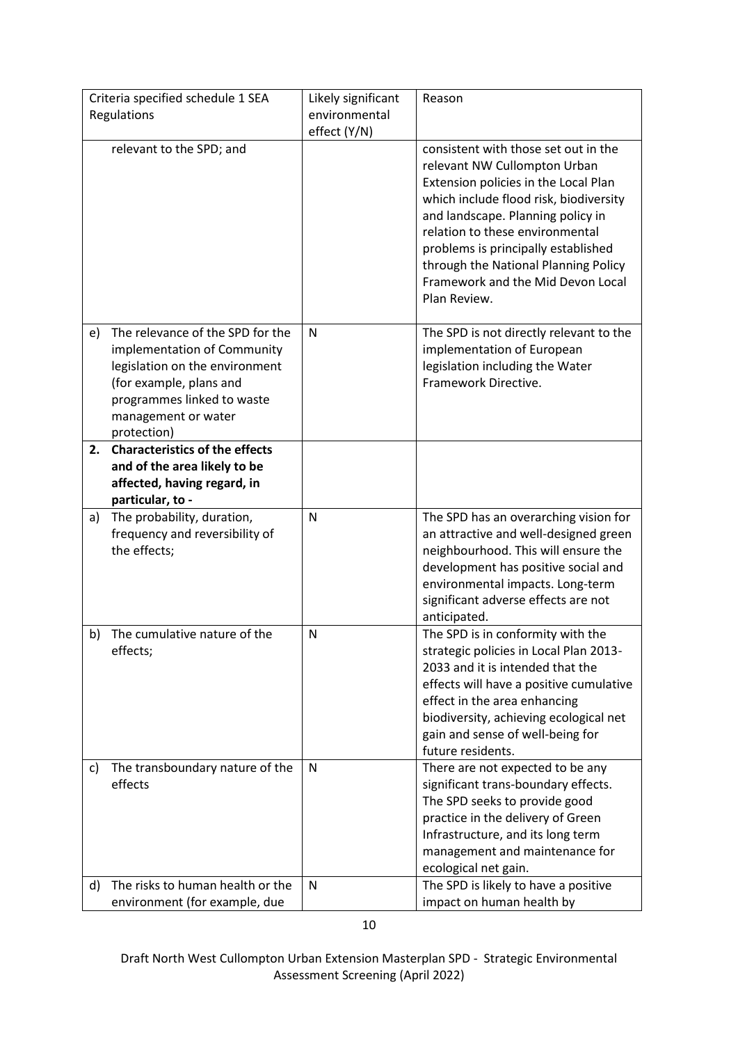| Criteria specified schedule 1 SEA Regulations | Likely significant environmental effect (Y/N) | Reason |
|---|---|---|
| relevant to the SPD; and | | consistent with those set out in the relevant NW Cullompton Urban Extension policies in the Local Plan which include flood risk, biodiversity and landscape. Planning policy in relation to these environmental problems is principally established through the National Planning Policy Framework and the Mid Devon Local Plan Review. |
| e) The relevance of the SPD for the implementation of Community legislation on the environment (for example, plans and programmes linked to waste management or water protection) | N | The SPD is not directly relevant to the implementation of European legislation including the Water Framework Directive. |
| **2. Characteristics of the effects and of the area likely to be affected, having regard, in particular, to -** | | |
| a) The probability, duration, frequency and reversibility of the effects; | N | The SPD has an overarching vision for an attractive and well-designed green neighbourhood. This will ensure the development has positive social and environmental impacts. Long-term significant adverse effects are not anticipated. |
| b) The cumulative nature of the effects; | N | The SPD is in conformity with the strategic policies in Local Plan 2013-2033 and it is intended that the effects will have a positive cumulative effect in the area enhancing biodiversity, achieving ecological net gain and sense of well-being for future residents. |
| c) The transboundary nature of the effects | N | There are not expected to be any significant trans-boundary effects. The SPD seeks to provide good practice in the delivery of Green Infrastructure, and its long term management and maintenance for ecological net gain. |
| d) The risks to human health or the environment (for example, due | N | The SPD is likely to have a positive impact on human health by |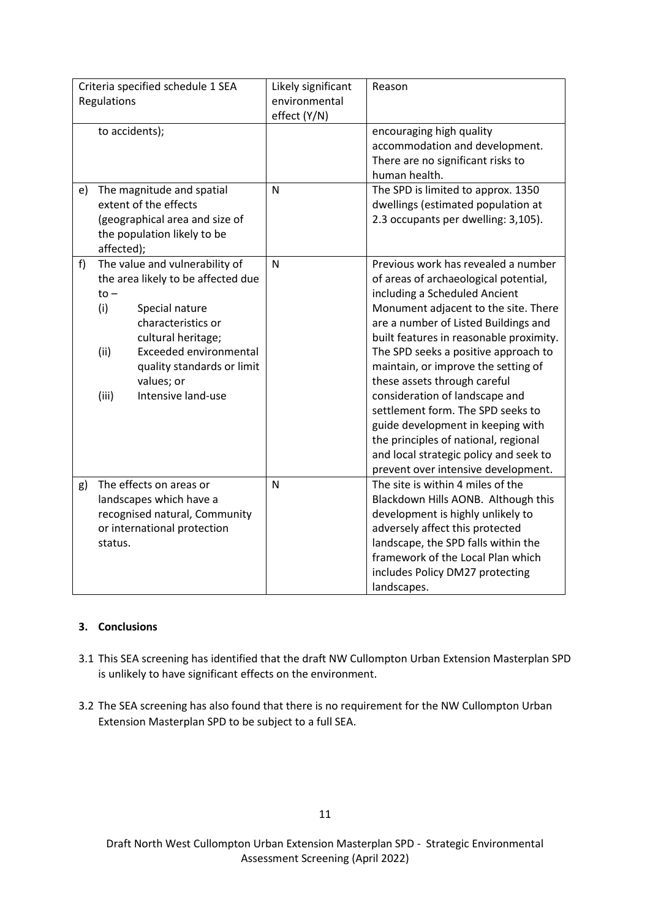| Criteria specified schedule 1 SEA Regulations | Likely significant environmental effect (Y/N) | Reason |
|---|---|---|
| to accidents); | | encouraging high quality accommodation and development. There are no significant risks to human health. |
| e) The magnitude and spatial extent of the effects (geographical area and size of the population likely to be affected); | N | The SPD is limited to approx. 1350 dwellings (estimated population at 2.3 occupants per dwelling: 3,105). |
| f) The value and vulnerability of the area likely to be affected due to – (i) Special nature characteristics or cultural heritage; (ii) Exceeded environmental quality standards or limit values; or (iii) Intensive land-use | N | Previous work has revealed a number of areas of archaeological potential, including a Scheduled Ancient Monument adjacent to the site. There are a number of Listed Buildings and built features in reasonable proximity. The SPD seeks a positive approach to maintain, or improve the setting of these assets through careful consideration of landscape and settlement form. The SPD seeks to guide development in keeping with the principles of national, regional and local strategic policy and seek to prevent over intensive development. |
| g) The effects on areas or landscapes which have a recognised natural, Community or international protection status. | N | The site is within 4 miles of the Blackdown Hills AONB. Although this development is highly unlikely to adversely affect this protected landscape, the SPD falls within the framework of the Local Plan which includes Policy DM27 protecting landscapes. |

### 3. Conclusions

3.1 This SEA screening has identified that the draft NW Cullompton Urban Extension Masterplan SPD is unlikely to have significant effects on the environment.

3.2 The SEA screening has also found that there is no requirement for the NW Cullompton Urban Extension Masterplan SPD to be subject to a full SEA.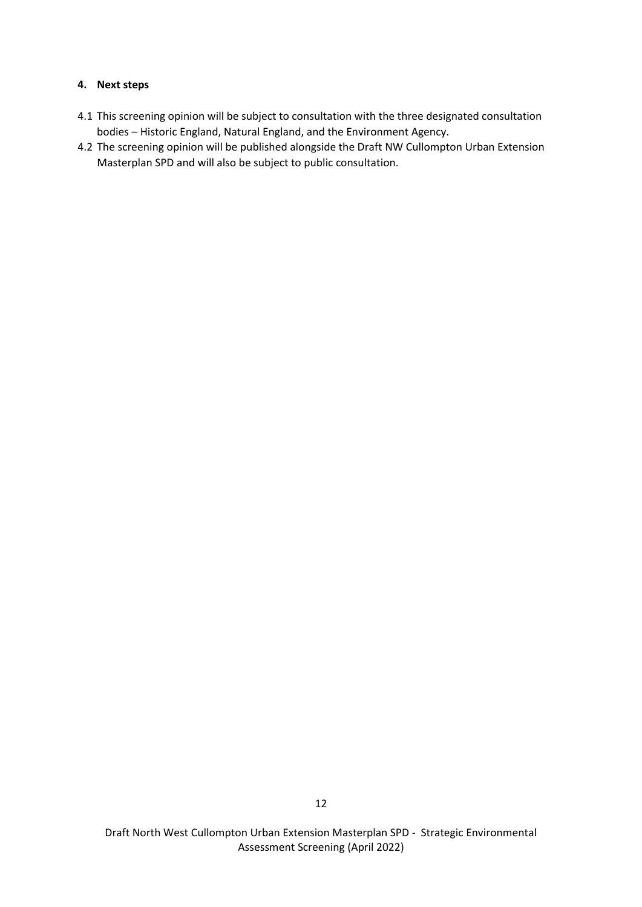## 4. Next steps

4.1 This screening opinion will be subject to consultation with the three designated consultation bodies – Historic England, Natural England, and the Environment Agency.

4.2 The screening opinion will be published alongside the Draft NW Cullompton Urban Extension Masterplan SPD and will also be subject to public consultation.